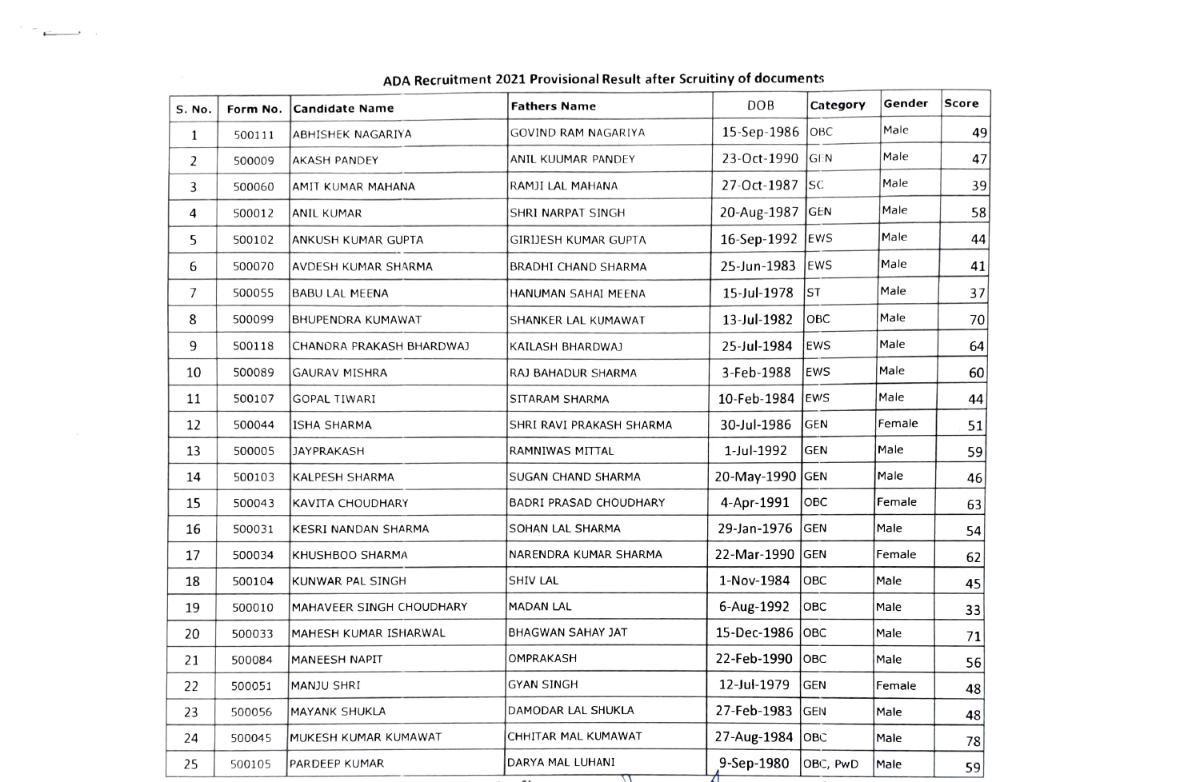## ADA Recruitment 2021 Provisional Result after Scruitiny of documents

| S. No. | Form No. | Candidate Name | Fathers Name | DOB | Category | Gender | Score |
|---|---|---|---|---|---|---|---|
| 1 | 500111 | ABHISHEK NAGARIYA | GOVIND RAM NAGARIYA | 15-Sep-1986 | OBC | Male | 49 |
| 2 | 500009 | AKASH PANDEY | ANIL KUUMAR PANDEY | 23-Oct-1990 | GEN | Male | 47 |
| 3 | 500060 | AMIT KUMAR MAHANA | RAMJI LAL MAHANA | 27-Oct-1987 | SC | Male | 39 |
| 4 | 500012 | ANIL KUMAR | SHRI NARPAT SINGH | 20-Aug-1987 | GEN | Male | 58 |
| 5 | 500102 | ANKUSH KUMAR GUPTA | GIRIJESH KUMAR GUPTA | 16-Sep-1992 | EWS | Male | 44 |
| 6 | 500070 | AVDESH KUMAR SHARMA | BRADHI CHAND SHARMA | 25-Jun-1983 | EWS | Male | 41 |
| 7 | 500055 | BABU LAL MEENA | HANUMAN SAHAI MEENA | 15-Jul-1978 | ST | Male | 37 |
| 8 | 500099 | BHUPENDRA KUMAWAT | SHANKER LAL KUMAWAT | 13-Jul-1982 | OBC | Male | 70 |
| 9 | 500118 | CHANDRA PRAKASH BHARDWAJ | KAILASH BHARDWAJ | 25-Jul-1984 | EWS | Male | 64 |
| 10 | 500089 | GAURAV MISHRA | RAJ BAHADUR SHARMA | 3-Feb-1988 | EWS | Male | 60 |
| 11 | 500107 | GOPAL TIWARI | SITARAM SHARMA | 10-Feb-1984 | EWS | Male | 44 |
| 12 | 500044 | ISHA SHARMA | SHRI RAVI PRAKASH SHARMA | 30-Jul-1986 | GEN | Female | 51 |
| 13 | 500005 | JAYPRAKASH | RAMNIWAS MITTAL | 1-Jul-1992 | GEN | Male | 59 |
| 14 | 500103 | KALPESH SHARMA | SUGAN CHAND SHARMA | 20-May-1990 | GEN | Male | 46 |
| 15 | 500043 | KAVITA CHOUDHARY | BADRI PRASAD CHOUDHARY | 4-Apr-1991 | OBC | Female | 63 |
| 16 | 500031 | KESRI NANDAN SHARMA | SOHAN LAL SHARMA | 29-Jan-1976 | GEN | Male | 54 |
| 17 | 500034 | KHUSHBOO SHARMA | NARENDRA KUMAR SHARMA | 22-Mar-1990 | GEN | Female | 62 |
| 18 | 500104 | KUNWAR PAL SINGH | SHIV LAL | 1-Nov-1984 | OBC | Male | 45 |
| 19 | 500010 | MAHAVEER SINGH CHOUDHARY | MADAN LAL | 6-Aug-1992 | OBC | Male | 33 |
| 20 | 500033 | MAHESH KUMAR ISHARWAL | BHAGWAN SAHAY JAT | 15-Dec-1986 | OBC | Male | 71 |
| 21 | 500084 | MANEESH NAPIT | OMPRAKASH | 22-Feb-1990 | OBC | Male | 56 |
| 22 | 500051 | MANJU SHRI | GYAN SINGH | 12-Jul-1979 | GEN | Female | 48 |
| 23 | 500056 | MAYANK SHUKLA | DAMODAR LAL SHUKLA | 27-Feb-1983 | GEN | Male | 48 |
| 24 | 500045 | MUKESH KUMAR KUMAWAT | CHHITAR MAL KUMAWAT | 27-Aug-1984 | OBC | Male | 78 |
| 25 | 500105 | PARDEEP KUMAR | DARYA MAL LUHANI | 9-Sep-1980 | OBC, PwD | Male | 59 |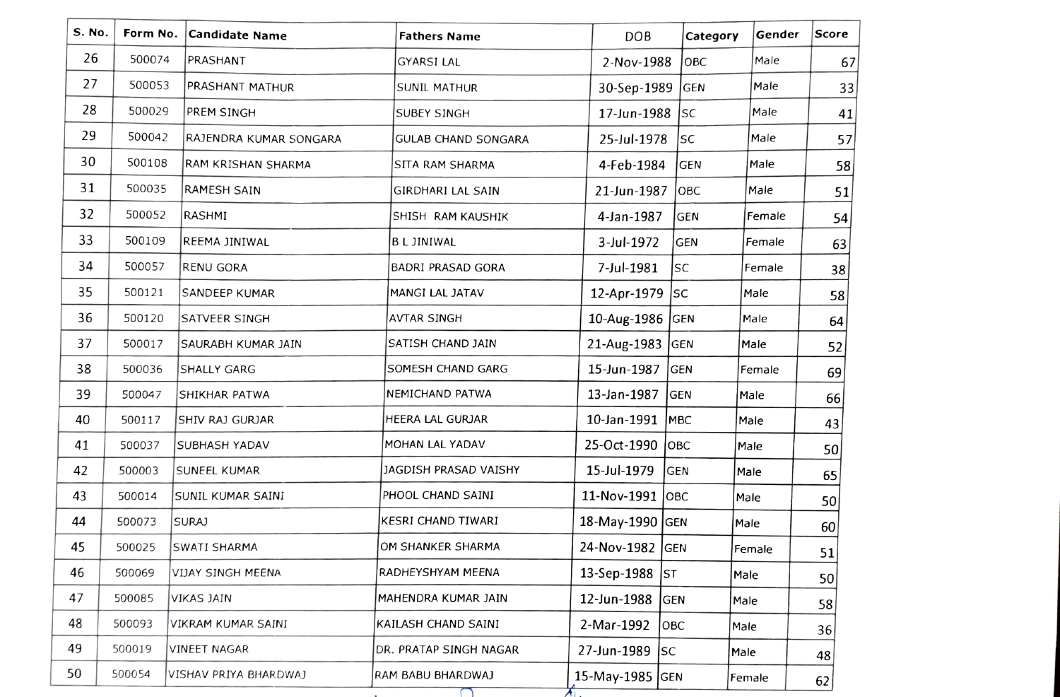| S. No. | Form No. | Candidate Name | Fathers Name | DOB | Category | Gender | Score |
|---|---|---|---|---|---|---|---|
| 26 | 500074 | PRASHANT | GYARSI LAL | 2-Nov-1988 | OBC | Male | 67 |
| 27 | 500053 | PRASHANT MATHUR | SUNIL MATHUR | 30-Sep-1989 | GEN | Male | 33 |
| 28 | 500029 | PREM SINGH | SUBEY SINGH | 17-Jun-1988 | SC | Male | 41 |
| 29 | 500042 | RAJENDRA KUMAR SONGARA | GULAB CHAND SONGARA | 25-Jul-1978 | SC | Male | 57 |
| 30 | 500108 | RAM KRISHAN SHARMA | SITA RAM SHARMA | 4-Feb-1984 | GEN | Male | 58 |
| 31 | 500035 | RAMESH SAIN | GIRDHARI LAL SAIN | 21-Jun-1987 | OBC | Male | 51 |
| 32 | 500052 | RASHMI | SHISH RAM KAUSHIK | 4-Jan-1987 | GEN | Female | 54 |
| 33 | 500109 | REEMA JINIWAL | B L JINIWAL | 3-Jul-1972 | GEN | Female | 63 |
| 34 | 500057 | RENU GORA | BADRI PRASAD GORA | 7-Jul-1981 | SC | Female | 38 |
| 35 | 500121 | SANDEEP KUMAR | MANGI LAL JATAV | 12-Apr-1979 | SC | Male | 58 |
| 36 | 500120 | SATVEER SINGH | AVTAR SINGH | 10-Aug-1986 | GEN | Male | 64 |
| 37 | 500017 | SAURABH KUMAR JAIN | SATISH CHAND JAIN | 21-Aug-1983 | GEN | Male | 52 |
| 38 | 500036 | SHALLY GARG | SOMESH CHAND GARG | 15-Jun-1987 | GEN | Female | 69 |
| 39 | 500047 | SHIKHAR PATWA | NEMICHAND PATWA | 13-Jan-1987 | GEN | Male | 66 |
| 40 | 500117 | SHIV RAJ GURJAR | HEERA LAL GURJAR | 10-Jan-1991 | MBC | Male | 43 |
| 41 | 500037 | SUBHASH YADAV | MOHAN LAL YADAV | 25-Oct-1990 | OBC | Male | 50 |
| 42 | 500003 | SUNEEL KUMAR | JAGDISH PRASAD VAISHY | 15-Jul-1979 | GEN | Male | 65 |
| 43 | 500014 | SUNIL KUMAR SAINI | PHOOL CHAND SAINI | 11-Nov-1991 | OBC | Male | 50 |
| 44 | 500073 | SURAJ | KESRI CHAND TIWARI | 18-May-1990 | GEN | Male | 60 |
| 45 | 500025 | SWATI SHARMA | OM SHANKER SHARMA | 24-Nov-1982 | GEN | Female | 51 |
| 46 | 500069 | VIJAY SINGH MEENA | RADHEYSHYAM MEENA | 13-Sep-1988 | ST | Male | 50 |
| 47 | 500085 | VIKAS JAIN | MAHENDRA KUMAR JAIN | 12-Jun-1988 | GEN | Male | 58 |
| 48 | 500093 | VIKRAM KUMAR SAINI | KAILASH CHAND SAINI | 2-Mar-1992 | OBC | Male | 36 |
| 49 | 500019 | VINEET NAGAR | DR. PRATAP SINGH NAGAR | 27-Jun-1989 | SC | Male | 48 |
| 50 | 500054 | VISHAV PRIYA BHARDWAJ | RAM BABU BHARDWAJ | 15-May-1985 | GEN | Female | 62 |